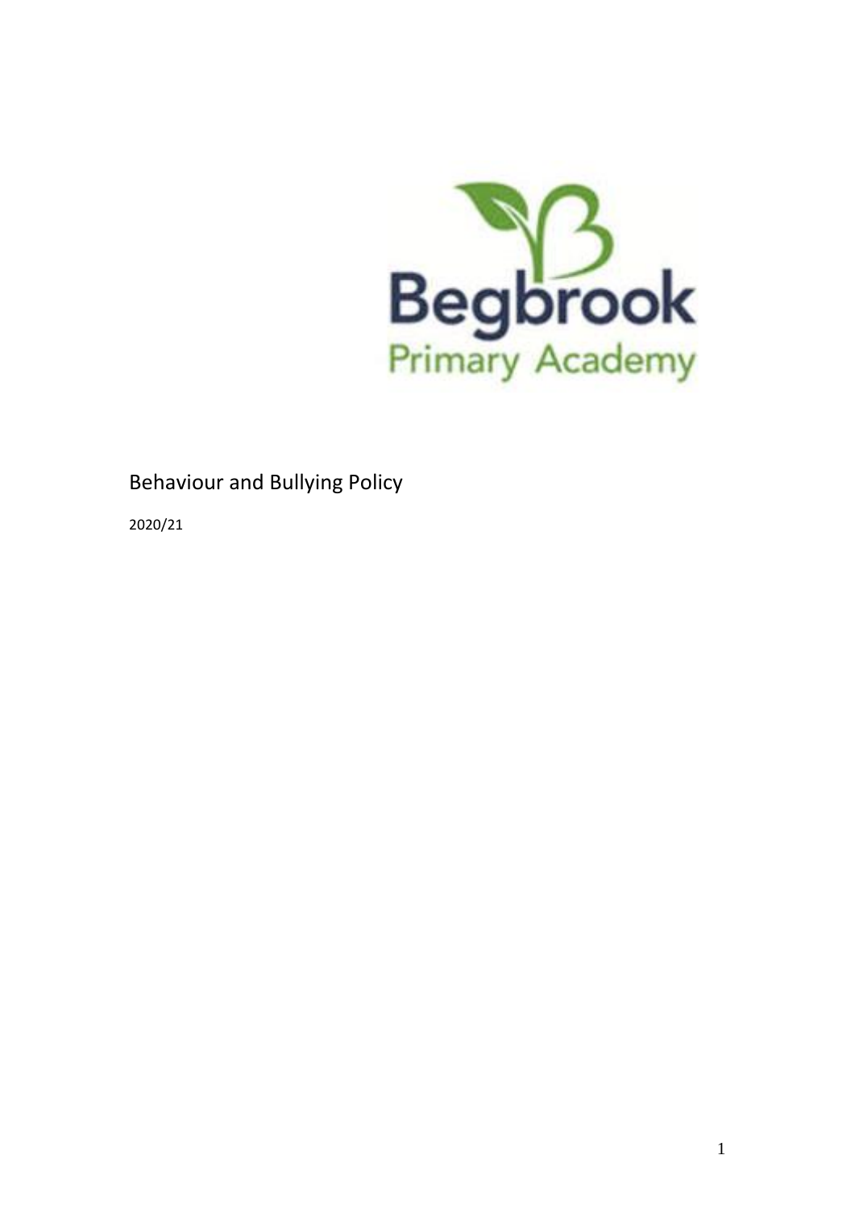Begbrook
Primary Academy

# Behaviour and Bullying Policy

2020/21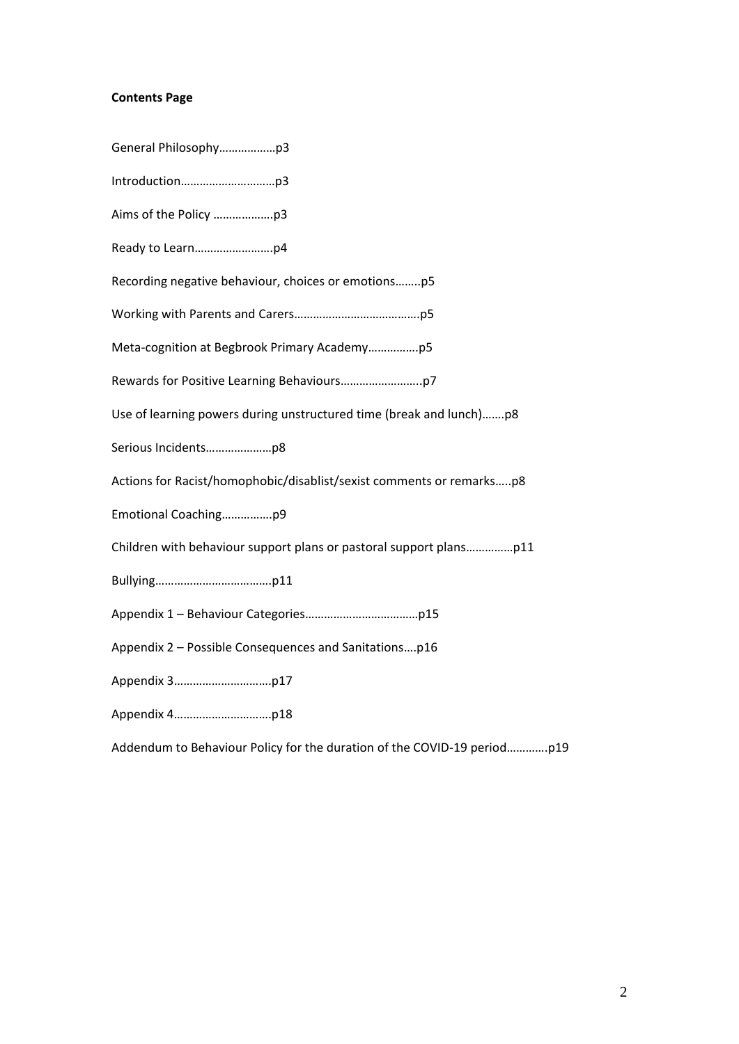**Contents Page**

General Philosophy………………p3

Introduction…………………………p3

Aims of the Policy ……………….p3

Ready to Learn…………………….p4

Recording negative behaviour, choices or emotions……..p5

Working with Parents and Carers………………………………….p5

Meta-cognition at Begbrook Primary Academy…………….p5

Rewards for Positive Learning Behaviours……………………..p7

Use of learning powers during unstructured time (break and lunch)…….p8

Serious Incidents…………………p8

Actions for Racist/homophobic/disablist/sexist comments or remarks…..p8

Emotional Coaching…………….p9

Children with behaviour support plans or pastoral support plans……………p11

Bullying……………………………….p11

Appendix 1 – Behaviour Categories………………………………p15

Appendix 2 – Possible Consequences and Sanitations….p16

Appendix 3…………………………..p17

Appendix 4…………………………..p18

Addendum to Behaviour Policy for the duration of the COVID-19 period…………p19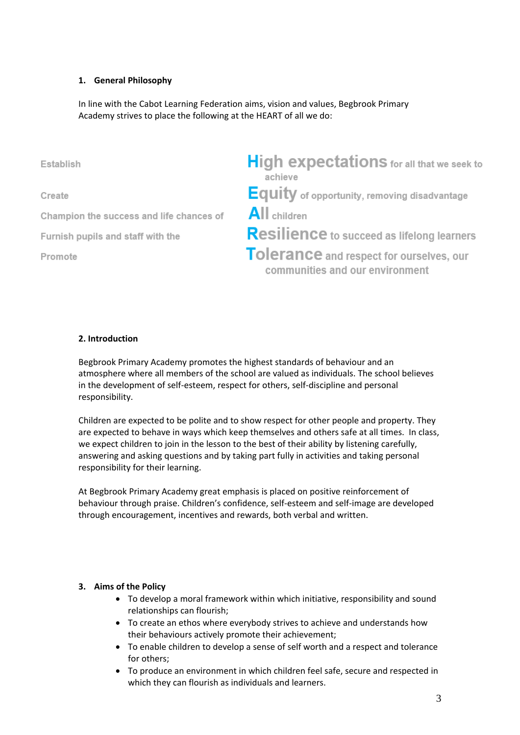## 1. General Philosophy

In line with the Cabot Learning Federation aims, vision and values, Begbrook Primary Academy strives to place the following at the HEART of all we do:

| | |
|---|---|
| Establish | **High expectations** for all that we seek to achieve |
| Create | **Equity** of opportunity, removing disadvantage |
| Champion the success and life chances of | **All** children |
| Furnish pupils and staff with the | **Resilience** to succeed as lifelong learners |
| Promote | **Tolerance** and respect for ourselves, our communities and our environment |

## 2. Introduction

Begbrook Primary Academy promotes the highest standards of behaviour and an atmosphere where all members of the school are valued as individuals. The school believes in the development of self-esteem, respect for others, self-discipline and personal responsibility.

Children are expected to be polite and to show respect for other people and property. They are expected to behave in ways which keep themselves and others safe at all times. In class, we expect children to join in the lesson to the best of their ability by listening carefully, answering and asking questions and by taking part fully in activities and taking personal responsibility for their learning.

At Begbrook Primary Academy great emphasis is placed on positive reinforcement of behaviour through praise. Children's confidence, self-esteem and self-image are developed through encouragement, incentives and rewards, both verbal and written.

## 3. Aims of the Policy

- To develop a moral framework within which initiative, responsibility and sound relationships can flourish;
- To create an ethos where everybody strives to achieve and understands how their behaviours actively promote their achievement;
- To enable children to develop a sense of self worth and a respect and tolerance for others;
- To produce an environment in which children feel safe, secure and respected in which they can flourish as individuals and learners.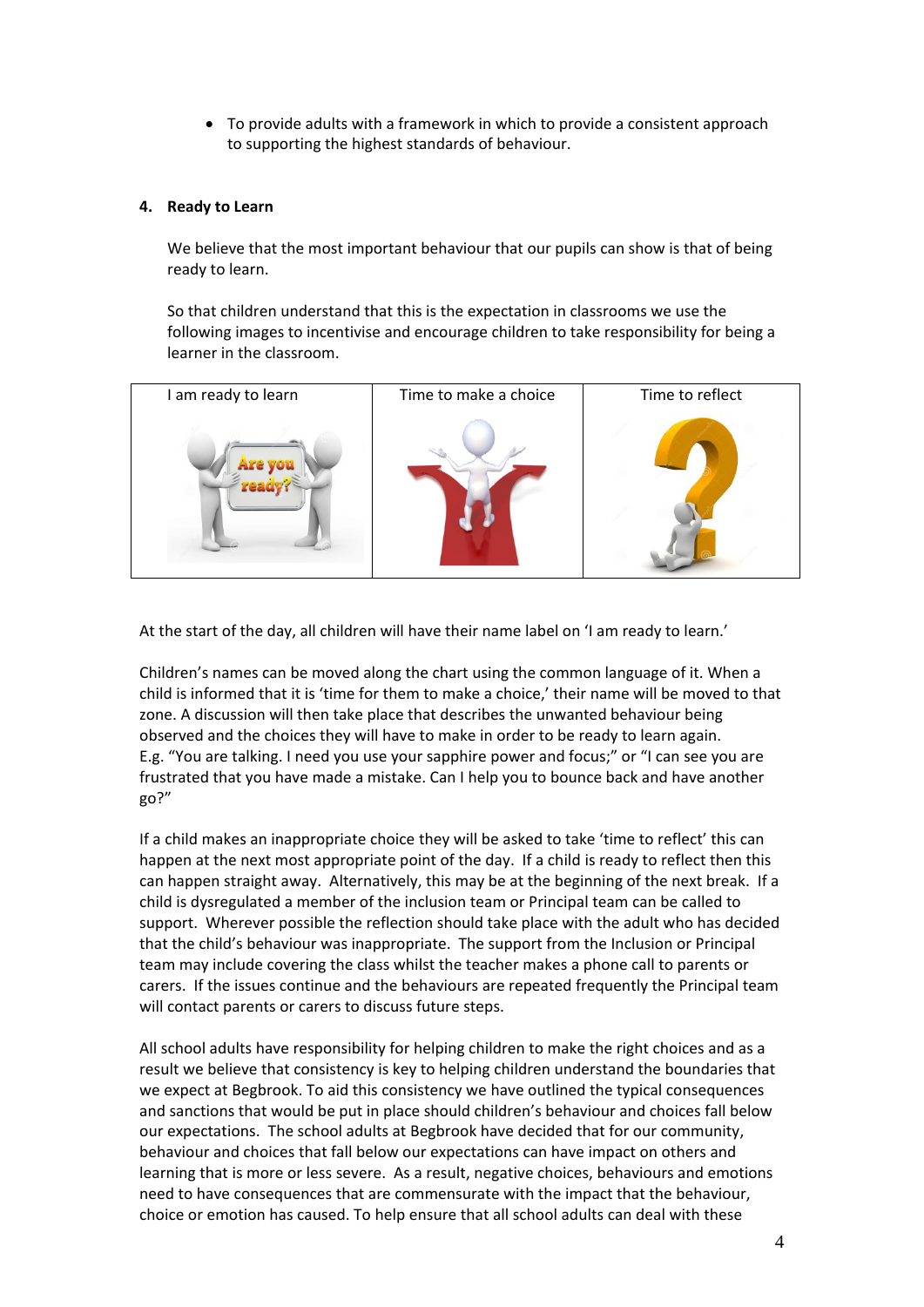- To provide adults with a framework in which to provide a consistent approach to supporting the highest standards of behaviour.

## 4. Ready to Learn

We believe that the most important behaviour that our pupils can show is that of being ready to learn.

So that children understand that this is the expectation in classrooms we use the following images to incentivise and encourage children to take responsibility for being a learner in the classroom.

| I am ready to learn | Time to make a choice | Time to reflect |
| --- | --- | --- |
| | | |

At the start of the day, all children will have their name label on 'I am ready to learn.'

Children's names can be moved along the chart using the common language of it. When a child is informed that it is 'time for them to make a choice,' their name will be moved to that zone. A discussion will then take place that describes the unwanted behaviour being observed and the choices they will have to make in order to be ready to learn again. E.g. "You are talking. I need you use your sapphire power and focus;" or "I can see you are frustrated that you have made a mistake. Can I help you to bounce back and have another go?"

If a child makes an inappropriate choice they will be asked to take 'time to reflect' this can happen at the next most appropriate point of the day. If a child is ready to reflect then this can happen straight away. Alternatively, this may be at the beginning of the next break. If a child is dysregulated a member of the inclusion team or Principal team can be called to support. Wherever possible the reflection should take place with the adult who has decided that the child's behaviour was inappropriate. The support from the Inclusion or Principal team may include covering the class whilst the teacher makes a phone call to parents or carers. If the issues continue and the behaviours are repeated frequently the Principal team will contact parents or carers to discuss future steps.

All school adults have responsibility for helping children to make the right choices and as a result we believe that consistency is key to helping children understand the boundaries that we expect at Begbrook. To aid this consistency we have outlined the typical consequences and sanctions that would be put in place should children's behaviour and choices fall below our expectations. The school adults at Begbrook have decided that for our community, behaviour and choices that fall below our expectations can have impact on others and learning that is more or less severe. As a result, negative choices, behaviours and emotions need to have consequences that are commensurate with the impact that the behaviour, choice or emotion has caused. To help ensure that all school adults can deal with these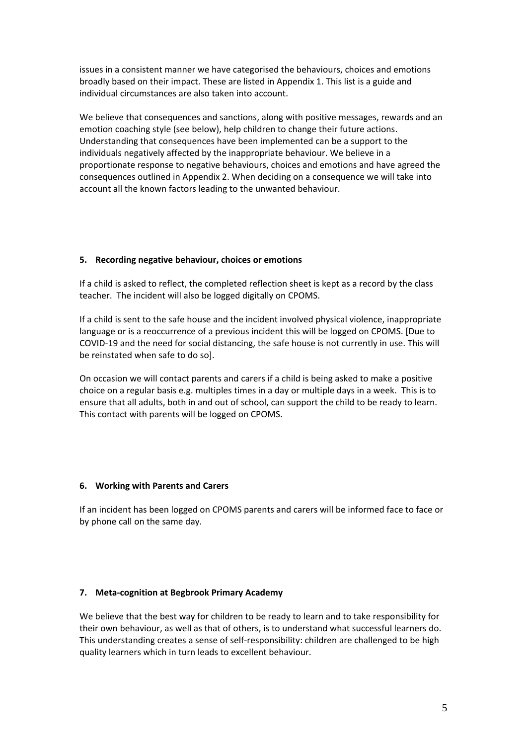issues in a consistent manner we have categorised the behaviours, choices and emotions broadly based on their impact. These are listed in Appendix 1. This list is a guide and individual circumstances are also taken into account.

We believe that consequences and sanctions, along with positive messages, rewards and an emotion coaching style (see below), help children to change their future actions. Understanding that consequences have been implemented can be a support to the individuals negatively affected by the inappropriate behaviour. We believe in a proportionate response to negative behaviours, choices and emotions and have agreed the consequences outlined in Appendix 2. When deciding on a consequence we will take into account all the known factors leading to the unwanted behaviour.

## 5. Recording negative behaviour, choices or emotions

If a child is asked to reflect, the completed reflection sheet is kept as a record by the class teacher. The incident will also be logged digitally on CPOMS.

If a child is sent to the safe house and the incident involved physical violence, inappropriate language or is a reoccurrence of a previous incident this will be logged on CPOMS. [Due to COVID-19 and the need for social distancing, the safe house is not currently in use. This will be reinstated when safe to do so].

On occasion we will contact parents and carers if a child is being asked to make a positive choice on a regular basis e.g. multiples times in a day or multiple days in a week. This is to ensure that all adults, both in and out of school, can support the child to be ready to learn. This contact with parents will be logged on CPOMS.

## 6. Working with Parents and Carers

If an incident has been logged on CPOMS parents and carers will be informed face to face or by phone call on the same day.

## 7. Meta-cognition at Begbrook Primary Academy

We believe that the best way for children to be ready to learn and to take responsibility for their own behaviour, as well as that of others, is to understand what successful learners do. This understanding creates a sense of self-responsibility: children are challenged to be high quality learners which in turn leads to excellent behaviour.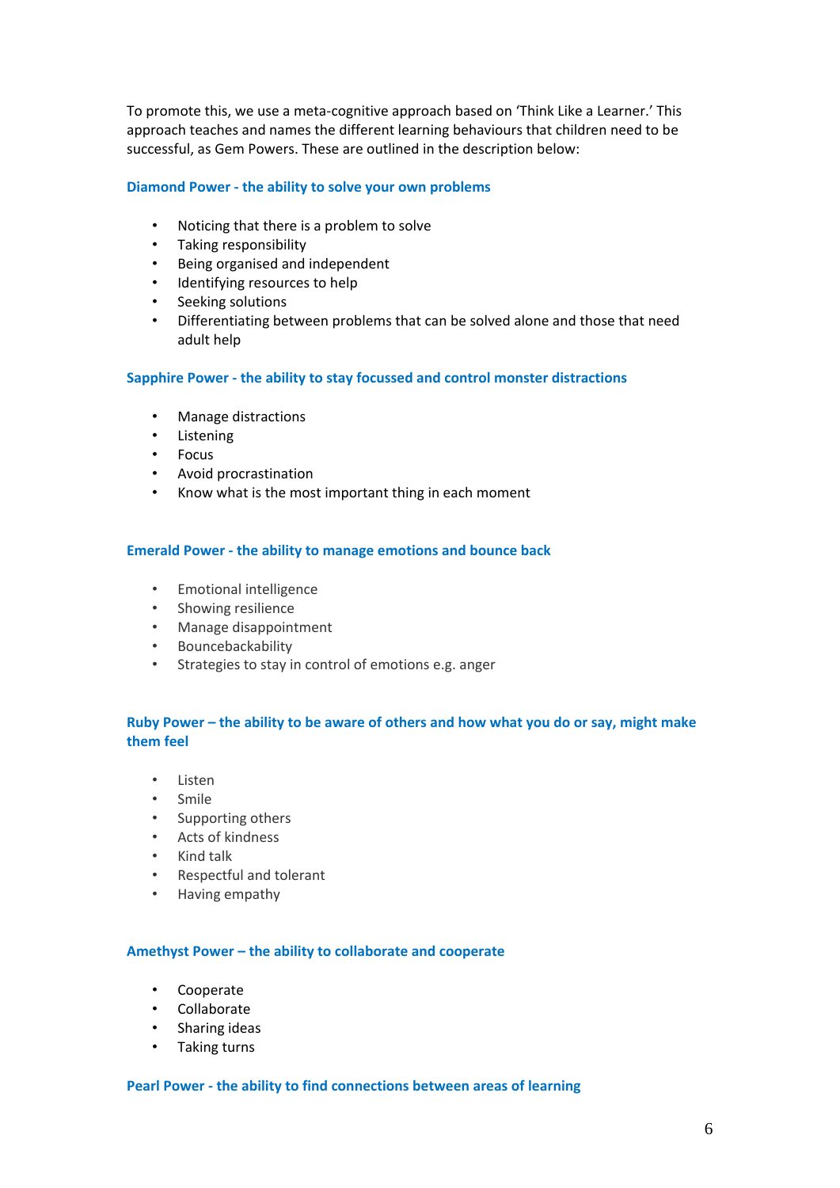To promote this, we use a meta-cognitive approach based on 'Think Like a Learner.' This approach teaches and names the different learning behaviours that children need to be successful, as Gem Powers. These are outlined in the description below:

### Diamond Power - the ability to solve your own problems

- Noticing that there is a problem to solve
- Taking responsibility
- Being organised and independent
- Identifying resources to help
- Seeking solutions
- Differentiating between problems that can be solved alone and those that need adult help

### Sapphire Power - the ability to stay focussed and control monster distractions

- Manage distractions
- Listening
- Focus
- Avoid procrastination
- Know what is the most important thing in each moment

### Emerald Power - the ability to manage emotions and bounce back

- Emotional intelligence
- Showing resilience
- Manage disappointment
- Bouncebackability
- Strategies to stay in control of emotions e.g. anger

### Ruby Power – the ability to be aware of others and how what you do or say, might make them feel

- Listen
- Smile
- Supporting others
- Acts of kindness
- Kind talk
- Respectful and tolerant
- Having empathy

### Amethyst Power – the ability to collaborate and cooperate

- Cooperate
- Collaborate
- Sharing ideas
- Taking turns

### Pearl Power - the ability to find connections between areas of learning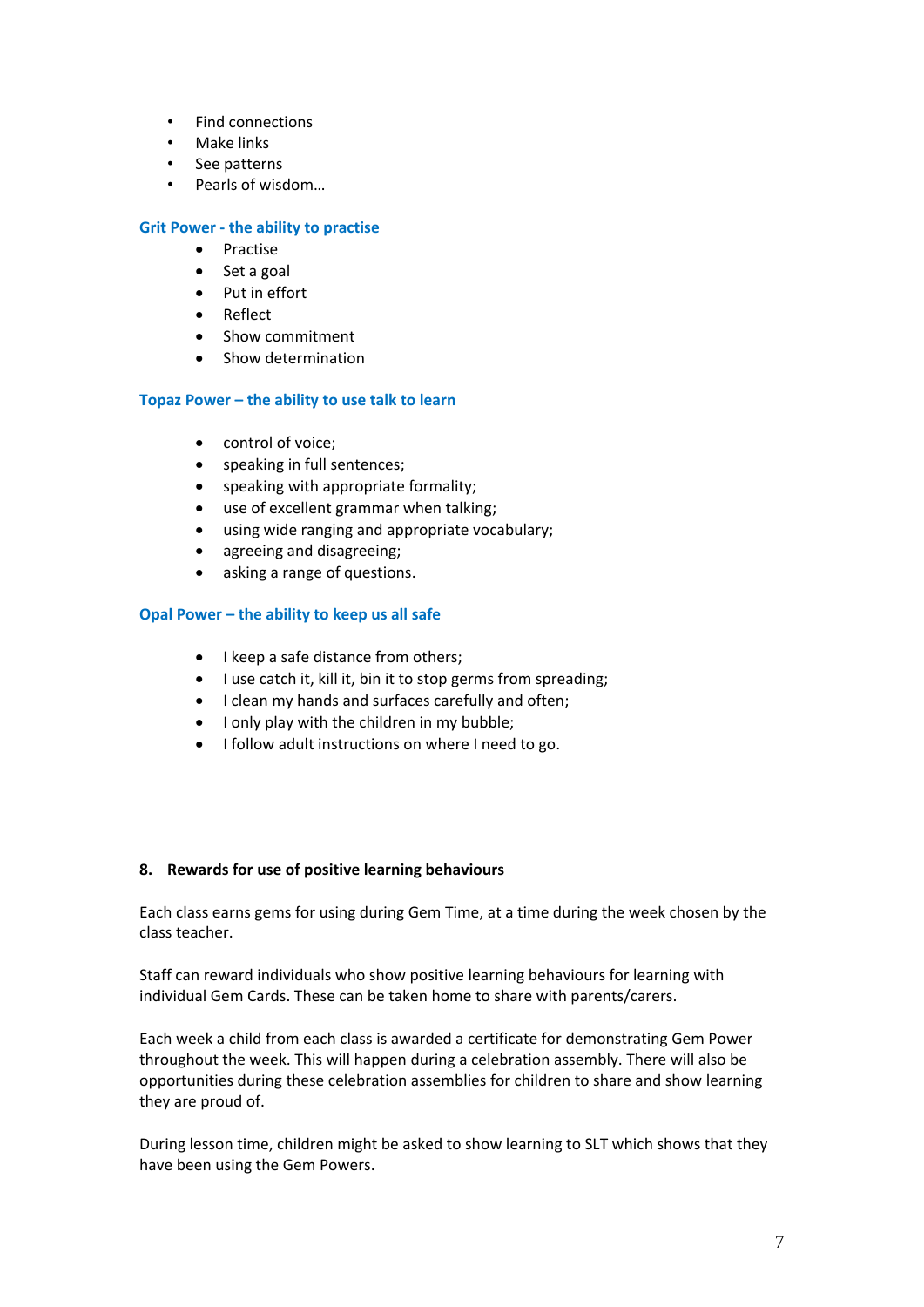- Find connections
- Make links
- See patterns
- Pearls of wisdom…

**Grit Power - the ability to practise**

- Practise
- Set a goal
- Put in effort
- Reflect
- Show commitment
- Show determination

**Topaz Power – the ability to use talk to learn**

- control of voice;
- speaking in full sentences;
- speaking with appropriate formality;
- use of excellent grammar when talking;
- using wide ranging and appropriate vocabulary;
- agreeing and disagreeing;
- asking a range of questions.

**Opal Power – the ability to keep us all safe**

- I keep a safe distance from others;
- I use catch it, kill it, bin it to stop germs from spreading;
- I clean my hands and surfaces carefully and often;
- I only play with the children in my bubble;
- I follow adult instructions on where I need to go.

## 8. Rewards for use of positive learning behaviours

Each class earns gems for using during Gem Time, at a time during the week chosen by the class teacher.

Staff can reward individuals who show positive learning behaviours for learning with individual Gem Cards. These can be taken home to share with parents/carers.

Each week a child from each class is awarded a certificate for demonstrating Gem Power throughout the week. This will happen during a celebration assembly. There will also be opportunities during these celebration assemblies for children to share and show learning they are proud of.

During lesson time, children might be asked to show learning to SLT which shows that they have been using the Gem Powers.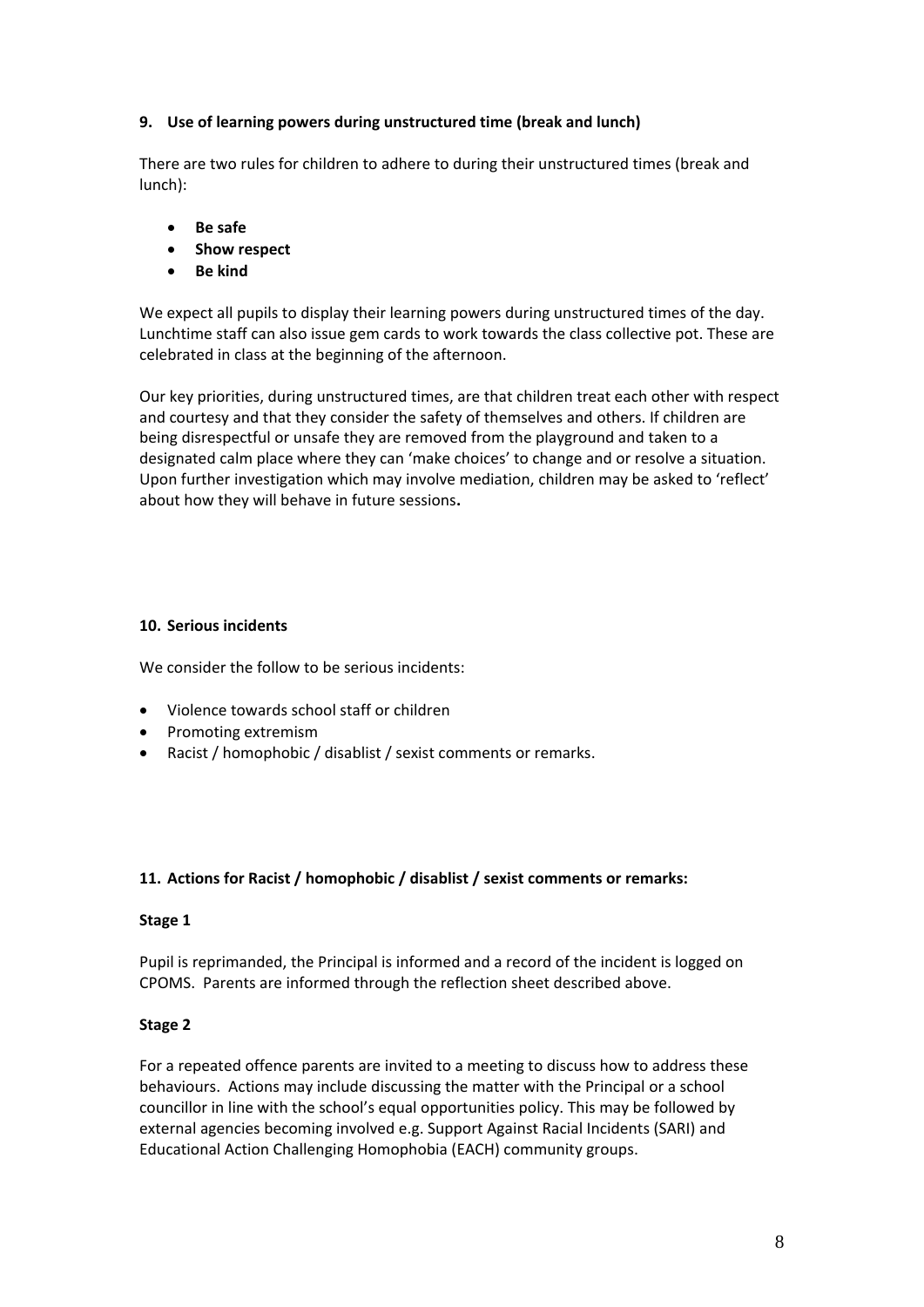### 9. Use of learning powers during unstructured time (break and lunch)

There are two rules for children to adhere to during their unstructured times (break and lunch):

- **Be safe**
- **Show respect**
- **Be kind**

We expect all pupils to display their learning powers during unstructured times of the day. Lunchtime staff can also issue gem cards to work towards the class collective pot. These are celebrated in class at the beginning of the afternoon.

Our key priorities, during unstructured times, are that children treat each other with respect and courtesy and that they consider the safety of themselves and others. If children are being disrespectful or unsafe they are removed from the playground and taken to a designated calm place where they can 'make choices' to change and or resolve a situation. Upon further investigation which may involve mediation, children may be asked to 'reflect' about how they will behave in future sessions**.**

### 10. Serious incidents

We consider the follow to be serious incidents:

- Violence towards school staff or children
- Promoting extremism
- Racist / homophobic / disablist / sexist comments or remarks.

### 11. Actions for Racist / homophobic / disablist / sexist comments or remarks:

**Stage 1**

Pupil is reprimanded, the Principal is informed and a record of the incident is logged on CPOMS. Parents are informed through the reflection sheet described above.

**Stage 2**

For a repeated offence parents are invited to a meeting to discuss how to address these behaviours. Actions may include discussing the matter with the Principal or a school councillor in line with the school's equal opportunities policy. This may be followed by external agencies becoming involved e.g. Support Against Racial Incidents (SARI) and Educational Action Challenging Homophobia (EACH) community groups.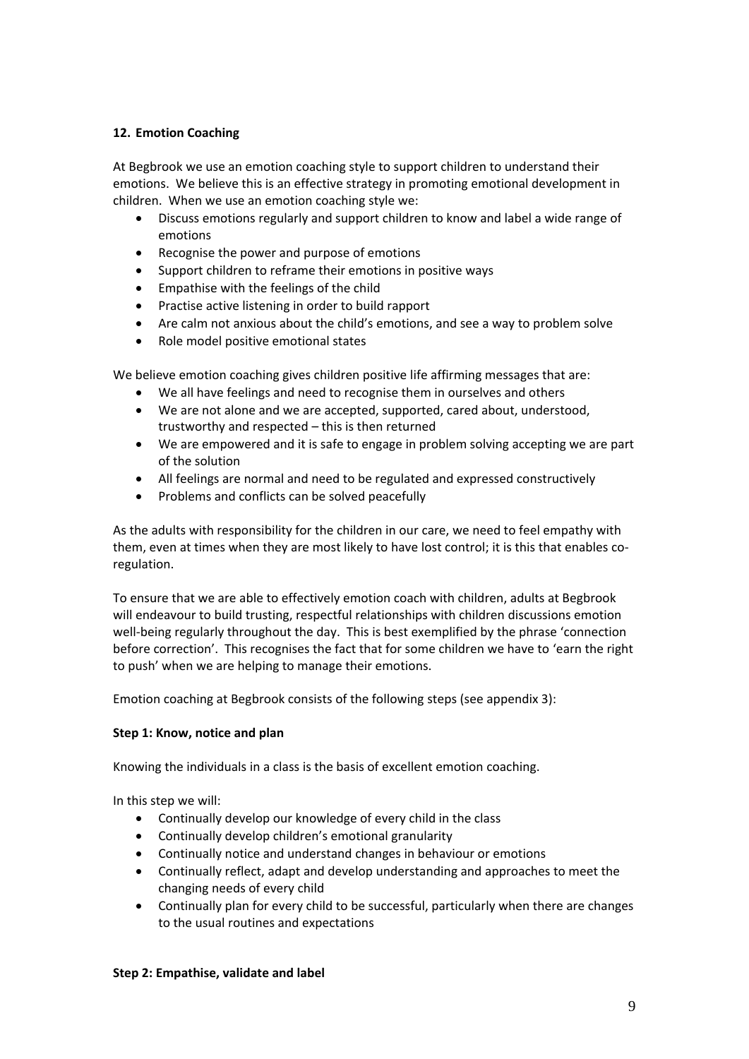## 12. Emotion Coaching

At Begbrook we use an emotion coaching style to support children to understand their emotions. We believe this is an effective strategy in promoting emotional development in children. When we use an emotion coaching style we:

- Discuss emotions regularly and support children to know and label a wide range of emotions
- Recognise the power and purpose of emotions
- Support children to reframe their emotions in positive ways
- Empathise with the feelings of the child
- Practise active listening in order to build rapport
- Are calm not anxious about the child's emotions, and see a way to problem solve
- Role model positive emotional states

We believe emotion coaching gives children positive life affirming messages that are:

- We all have feelings and need to recognise them in ourselves and others
- We are not alone and we are accepted, supported, cared about, understood, trustworthy and respected – this is then returned
- We are empowered and it is safe to engage in problem solving accepting we are part of the solution
- All feelings are normal and need to be regulated and expressed constructively
- Problems and conflicts can be solved peacefully

As the adults with responsibility for the children in our care, we need to feel empathy with them, even at times when they are most likely to have lost control; it is this that enables co-regulation.

To ensure that we are able to effectively emotion coach with children, adults at Begbrook will endeavour to build trusting, respectful relationships with children discussions emotion well-being regularly throughout the day. This is best exemplified by the phrase 'connection before correction'. This recognises the fact that for some children we have to 'earn the right to push' when we are helping to manage their emotions.

Emotion coaching at Begbrook consists of the following steps (see appendix 3):

### Step 1: Know, notice and plan

Knowing the individuals in a class is the basis of excellent emotion coaching.

In this step we will:

- Continually develop our knowledge of every child in the class
- Continually develop children's emotional granularity
- Continually notice and understand changes in behaviour or emotions
- Continually reflect, adapt and develop understanding and approaches to meet the changing needs of every child
- Continually plan for every child to be successful, particularly when there are changes to the usual routines and expectations

### Step 2: Empathise, validate and label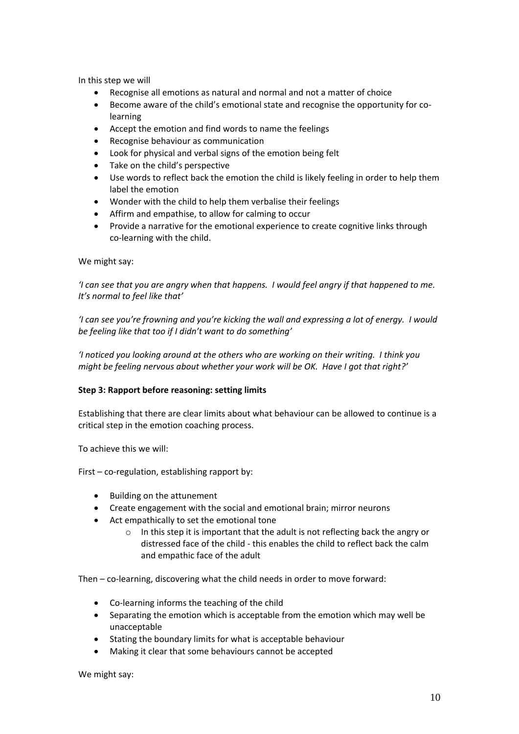In this step we will

- Recognise all emotions as natural and normal and not a matter of choice
- Become aware of the child's emotional state and recognise the opportunity for co-learning
- Accept the emotion and find words to name the feelings
- Recognise behaviour as communication
- Look for physical and verbal signs of the emotion being felt
- Take on the child's perspective
- Use words to reflect back the emotion the child is likely feeling in order to help them label the emotion
- Wonder with the child to help them verbalise their feelings
- Affirm and empathise, to allow for calming to occur
- Provide a narrative for the emotional experience to create cognitive links through co-learning with the child.

We might say:

*'I can see that you are angry when that happens. I would feel angry if that happened to me. It's normal to feel like that'*

*'I can see you're frowning and you're kicking the wall and expressing a lot of energy. I would be feeling like that too if I didn't want to do something'*

*'I noticed you looking around at the others who are working on their writing. I think you might be feeling nervous about whether your work will be OK. Have I got that right?'*

**Step 3: Rapport before reasoning: setting limits**

Establishing that there are clear limits about what behaviour can be allowed to continue is a critical step in the emotion coaching process.

To achieve this we will:

First – co-regulation, establishing rapport by:

- Building on the attunement
- Create engagement with the social and emotional brain; mirror neurons
- Act empathically to set the emotional tone
    - In this step it is important that the adult is not reflecting back the angry or distressed face of the child - this enables the child to reflect back the calm and empathic face of the adult

Then – co-learning, discovering what the child needs in order to move forward:

- Co-learning informs the teaching of the child
- Separating the emotion which is acceptable from the emotion which may well be unacceptable
- Stating the boundary limits for what is acceptable behaviour
- Making it clear that some behaviours cannot be accepted

We might say: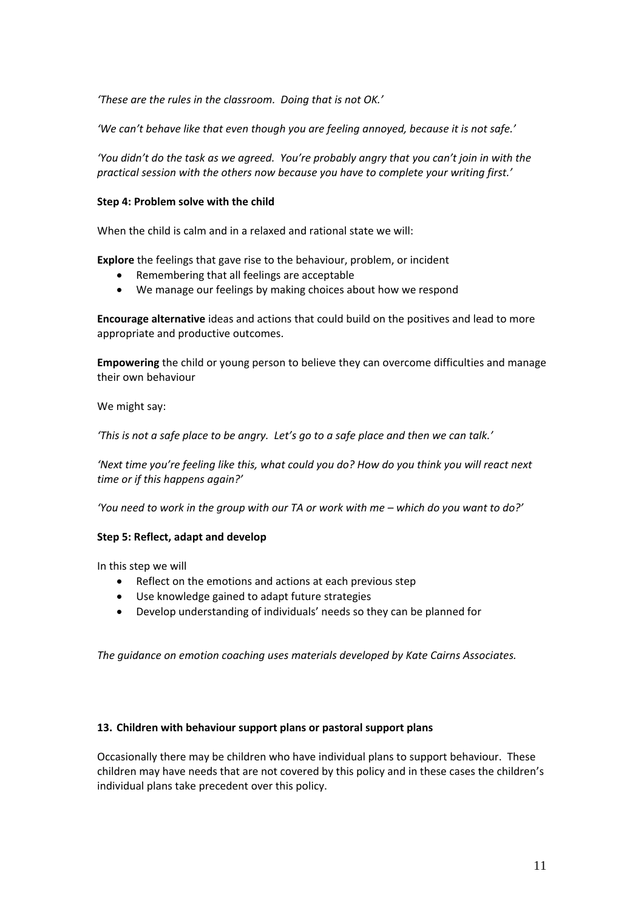*'These are the rules in the classroom. Doing that is not OK.'*

*'We can't behave like that even though you are feeling annoyed, because it is not safe.'*

*'You didn't do the task as we agreed. You're probably angry that you can't join in with the practical session with the others now because you have to complete your writing first.'*

**Step 4: Problem solve with the child**

When the child is calm and in a relaxed and rational state we will:

**Explore** the feelings that gave rise to the behaviour, problem, or incident

- Remembering that all feelings are acceptable
- We manage our feelings by making choices about how we respond

**Encourage alternative** ideas and actions that could build on the positives and lead to more appropriate and productive outcomes.

**Empowering** the child or young person to believe they can overcome difficulties and manage their own behaviour

We might say:

*'This is not a safe place to be angry. Let's go to a safe place and then we can talk.'*

*'Next time you're feeling like this, what could you do? How do you think you will react next time or if this happens again?'*

*'You need to work in the group with our TA or work with me – which do you want to do?'*

**Step 5: Reflect, adapt and develop**

In this step we will

- Reflect on the emotions and actions at each previous step
- Use knowledge gained to adapt future strategies
- Develop understanding of individuals' needs so they can be planned for

*The guidance on emotion coaching uses materials developed by Kate Cairns Associates.*

## 13. Children with behaviour support plans or pastoral support plans

Occasionally there may be children who have individual plans to support behaviour. These children may have needs that are not covered by this policy and in these cases the children's individual plans take precedent over this policy.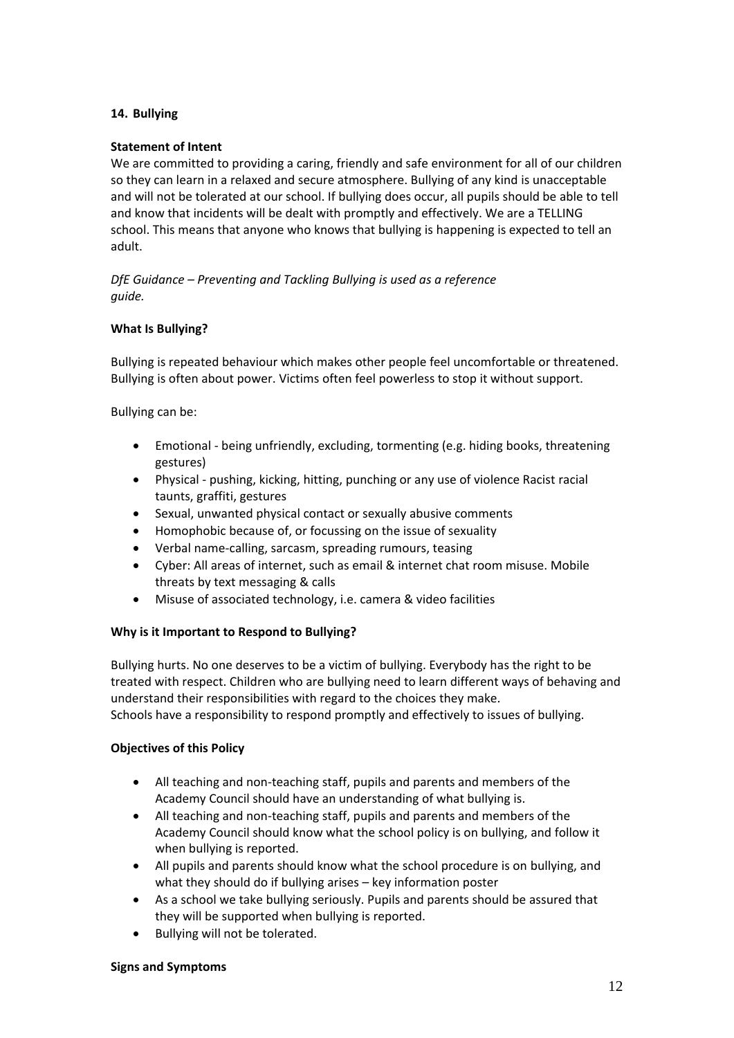## 14. Bullying

**Statement of Intent**

We are committed to providing a caring, friendly and safe environment for all of our children so they can learn in a relaxed and secure atmosphere. Bullying of any kind is unacceptable and will not be tolerated at our school. If bullying does occur, all pupils should be able to tell and know that incidents will be dealt with promptly and effectively. We are a TELLING school. This means that anyone who knows that bullying is happening is expected to tell an adult.

*DfE Guidance – Preventing and Tackling Bullying is used as a reference guide.*

**What Is Bullying?**

Bullying is repeated behaviour which makes other people feel uncomfortable or threatened. Bullying is often about power. Victims often feel powerless to stop it without support.

Bullying can be:

- Emotional - being unfriendly, excluding, tormenting (e.g. hiding books, threatening gestures)
- Physical - pushing, kicking, hitting, punching or any use of violence Racist racial taunts, graffiti, gestures
- Sexual, unwanted physical contact or sexually abusive comments
- Homophobic because of, or focussing on the issue of sexuality
- Verbal name-calling, sarcasm, spreading rumours, teasing
- Cyber: All areas of internet, such as email & internet chat room misuse. Mobile threats by text messaging & calls
- Misuse of associated technology, i.e. camera & video facilities

**Why is it Important to Respond to Bullying?**

Bullying hurts. No one deserves to be a victim of bullying. Everybody has the right to be treated with respect. Children who are bullying need to learn different ways of behaving and understand their responsibilities with regard to the choices they make.
Schools have a responsibility to respond promptly and effectively to issues of bullying.

**Objectives of this Policy**

- All teaching and non-teaching staff, pupils and parents and members of the Academy Council should have an understanding of what bullying is.
- All teaching and non-teaching staff, pupils and parents and members of the Academy Council should know what the school policy is on bullying, and follow it when bullying is reported.
- All pupils and parents should know what the school procedure is on bullying, and what they should do if bullying arises – key information poster
- As a school we take bullying seriously. Pupils and parents should be assured that they will be supported when bullying is reported.
- Bullying will not be tolerated.

**Signs and Symptoms**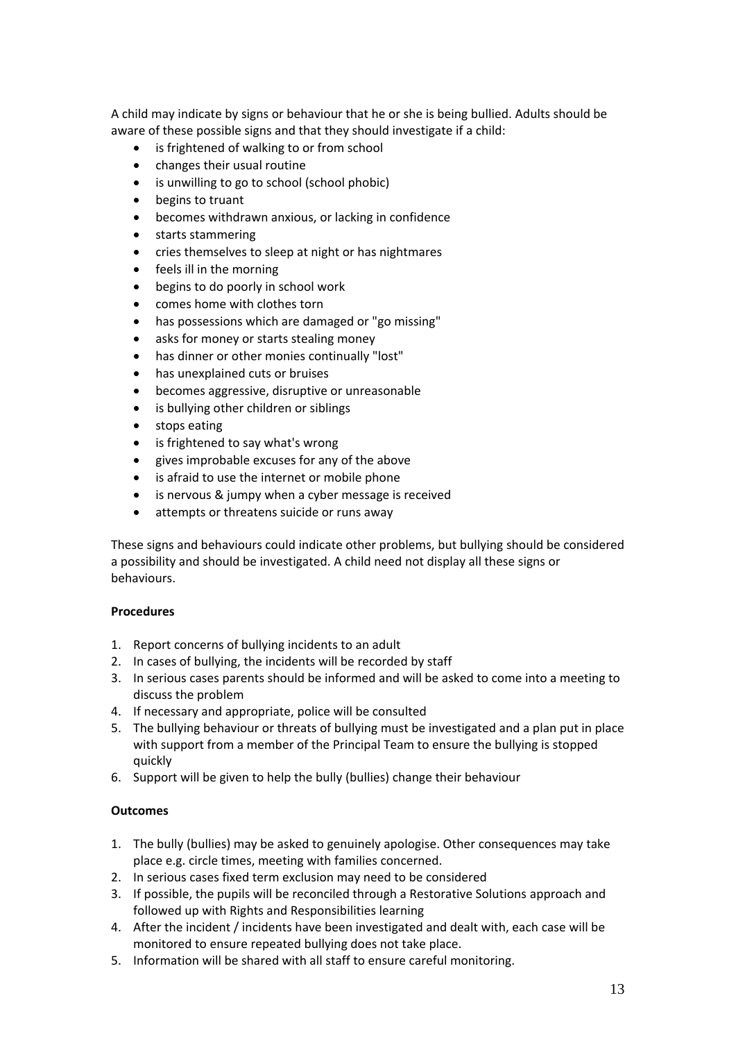A child may indicate by signs or behaviour that he or she is being bullied. Adults should be aware of these possible signs and that they should investigate if a child:

- is frightened of walking to or from school
- changes their usual routine
- is unwilling to go to school (school phobic)
- begins to truant
- becomes withdrawn anxious, or lacking in confidence
- starts stammering
- cries themselves to sleep at night or has nightmares
- feels ill in the morning
- begins to do poorly in school work
- comes home with clothes torn
- has possessions which are damaged or "go missing"
- asks for money or starts stealing money
- has dinner or other monies continually "lost"
- has unexplained cuts or bruises
- becomes aggressive, disruptive or unreasonable
- is bullying other children or siblings
- stops eating
- is frightened to say what's wrong
- gives improbable excuses for any of the above
- is afraid to use the internet or mobile phone
- is nervous & jumpy when a cyber message is received
- attempts or threatens suicide or runs away

These signs and behaviours could indicate other problems, but bullying should be considered a possibility and should be investigated. A child need not display all these signs or behaviours.

**Procedures**

1. Report concerns of bullying incidents to an adult
2. In cases of bullying, the incidents will be recorded by staff
3. In serious cases parents should be informed and will be asked to come into a meeting to discuss the problem
4. If necessary and appropriate, police will be consulted
5. The bullying behaviour or threats of bullying must be investigated and a plan put in place with support from a member of the Principal Team to ensure the bullying is stopped quickly
6. Support will be given to help the bully (bullies) change their behaviour

**Outcomes**

1. The bully (bullies) may be asked to genuinely apologise. Other consequences may take place e.g. circle times, meeting with families concerned.
2. In serious cases fixed term exclusion may need to be considered
3. If possible, the pupils will be reconciled through a Restorative Solutions approach and followed up with Rights and Responsibilities learning
4. After the incident / incidents have been investigated and dealt with, each case will be monitored to ensure repeated bullying does not take place.
5. Information will be shared with all staff to ensure careful monitoring.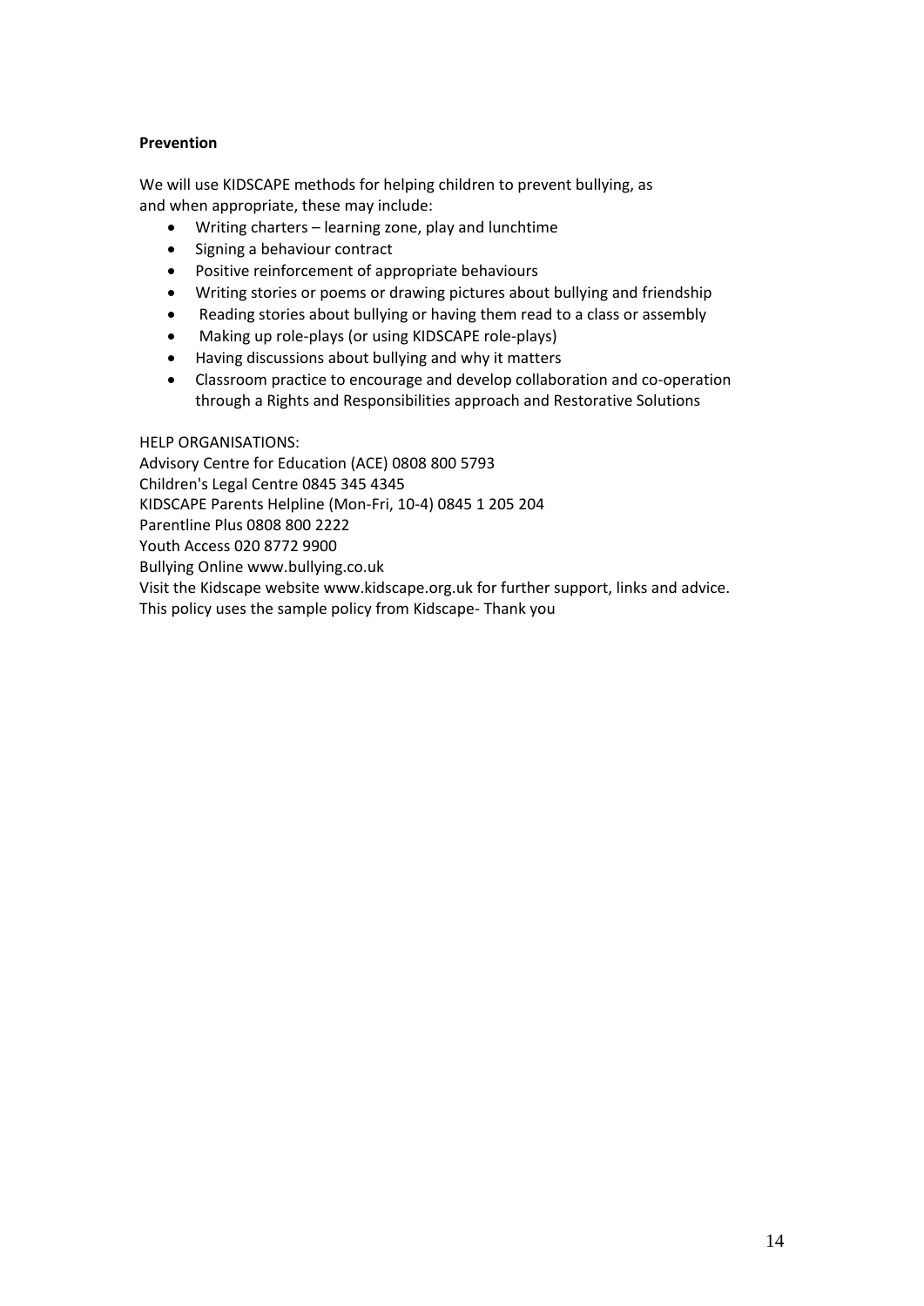**Prevention**

We will use KIDSCAPE methods for helping children to prevent bullying, as and when appropriate, these may include:

- Writing charters – learning zone, play and lunchtime
- Signing a behaviour contract
- Positive reinforcement of appropriate behaviours
- Writing stories or poems or drawing pictures about bullying and friendship
- Reading stories about bullying or having them read to a class or assembly
- Making up role-plays (or using KIDSCAPE role-plays)
- Having discussions about bullying and why it matters
- Classroom practice to encourage and develop collaboration and co-operation through a Rights and Responsibilities approach and Restorative Solutions

HELP ORGANISATIONS:
Advisory Centre for Education (ACE) 0808 800 5793
Children's Legal Centre 0845 345 4345
KIDSCAPE Parents Helpline (Mon-Fri, 10-4) 0845 1 205 204
Parentline Plus 0808 800 2222
Youth Access 020 8772 9900
Bullying Online www.bullying.co.uk
Visit the Kidscape website www.kidscape.org.uk for further support, links and advice.
This policy uses the sample policy from Kidscape- Thank you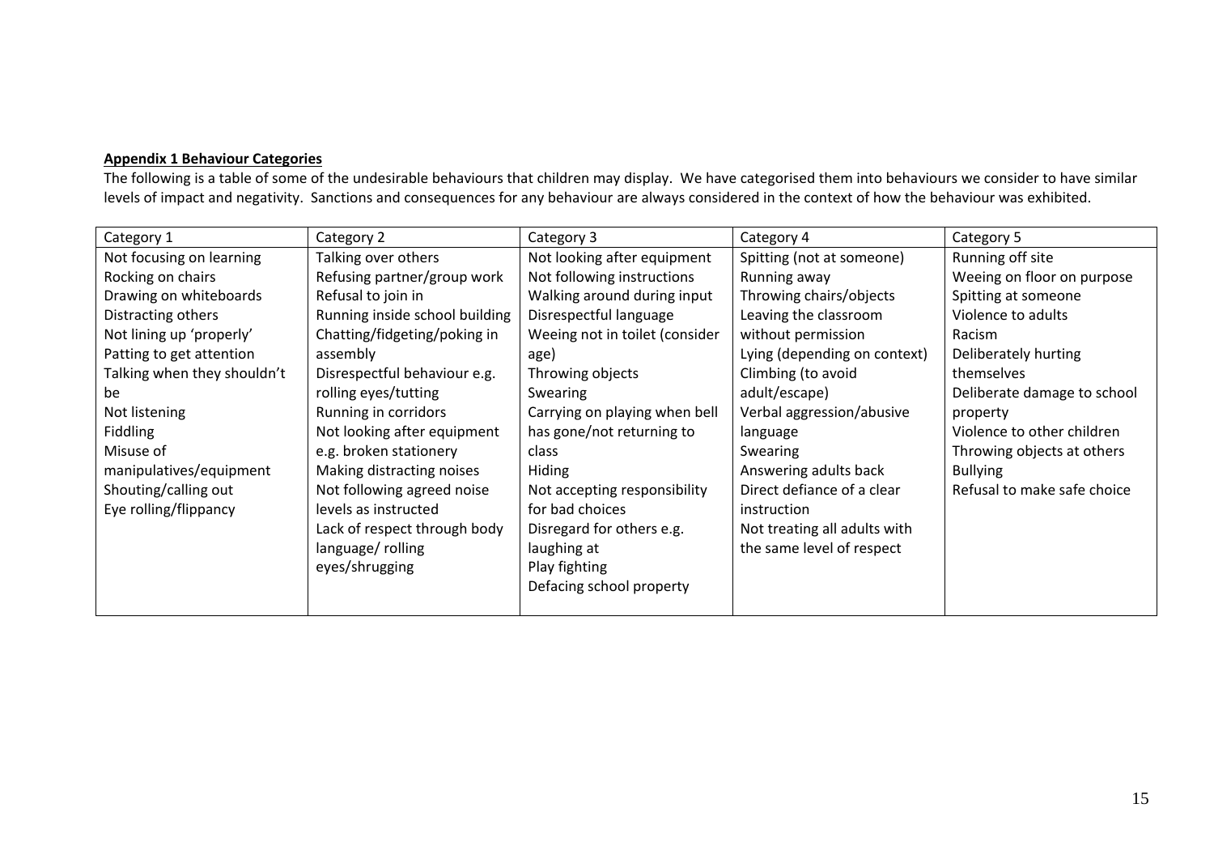**Appendix 1 Behaviour Categories**

The following is a table of some of the undesirable behaviours that children may display. We have categorised them into behaviours we consider to have similar levels of impact and negativity. Sanctions and consequences for any behaviour are always considered in the context of how the behaviour was exhibited.

| Category 1 | Category 2 | Category 3 | Category 4 | Category 5 |
|---|---|---|---|---|
| Not focusing on learning<br>Rocking on chairs<br>Drawing on whiteboards<br>Distracting others<br>Not lining up 'properly'<br>Patting to get attention<br>Talking when they shouldn't be<br>Not listening<br>Fiddling<br>Misuse of manipulatives/equipment<br>Shouting/calling out<br>Eye rolling/flippancy | Talking over others<br>Refusing partner/group work<br>Refusal to join in<br>Running inside school building<br>Chatting/fidgeting/poking in assembly<br>Disrespectful behaviour e.g. rolling eyes/tutting<br>Running in corridors<br>Not looking after equipment e.g. broken stationery<br>Making distracting noises<br>Not following agreed noise levels as instructed<br>Lack of respect through body language/ rolling eyes/shrugging | Not looking after equipment<br>Not following instructions<br>Walking around during input<br>Disrespectful language<br>Weeing not in toilet (consider age)<br>Throwing objects<br>Swearing<br>Carrying on playing when bell has gone/not returning to class<br>Hiding<br>Not accepting responsibility for bad choices<br>Disregard for others e.g. laughing at<br>Play fighting<br>Defacing school property | Spitting (not at someone)<br>Running away<br>Throwing chairs/objects<br>Leaving the classroom without permission<br>Lying (depending on context)<br>Climbing (to avoid adult/escape)<br>Verbal aggression/abusive language<br>Swearing<br>Answering adults back<br>Direct defiance of a clear instruction<br>Not treating all adults with the same level of respect | Running off site<br>Weeing on floor on purpose<br>Spitting at someone<br>Violence to adults<br>Racism<br>Deliberately hurting themselves<br>Deliberate damage to school property<br>Violence to other children<br>Throwing objects at others<br>Bullying<br>Refusal to make safe choice |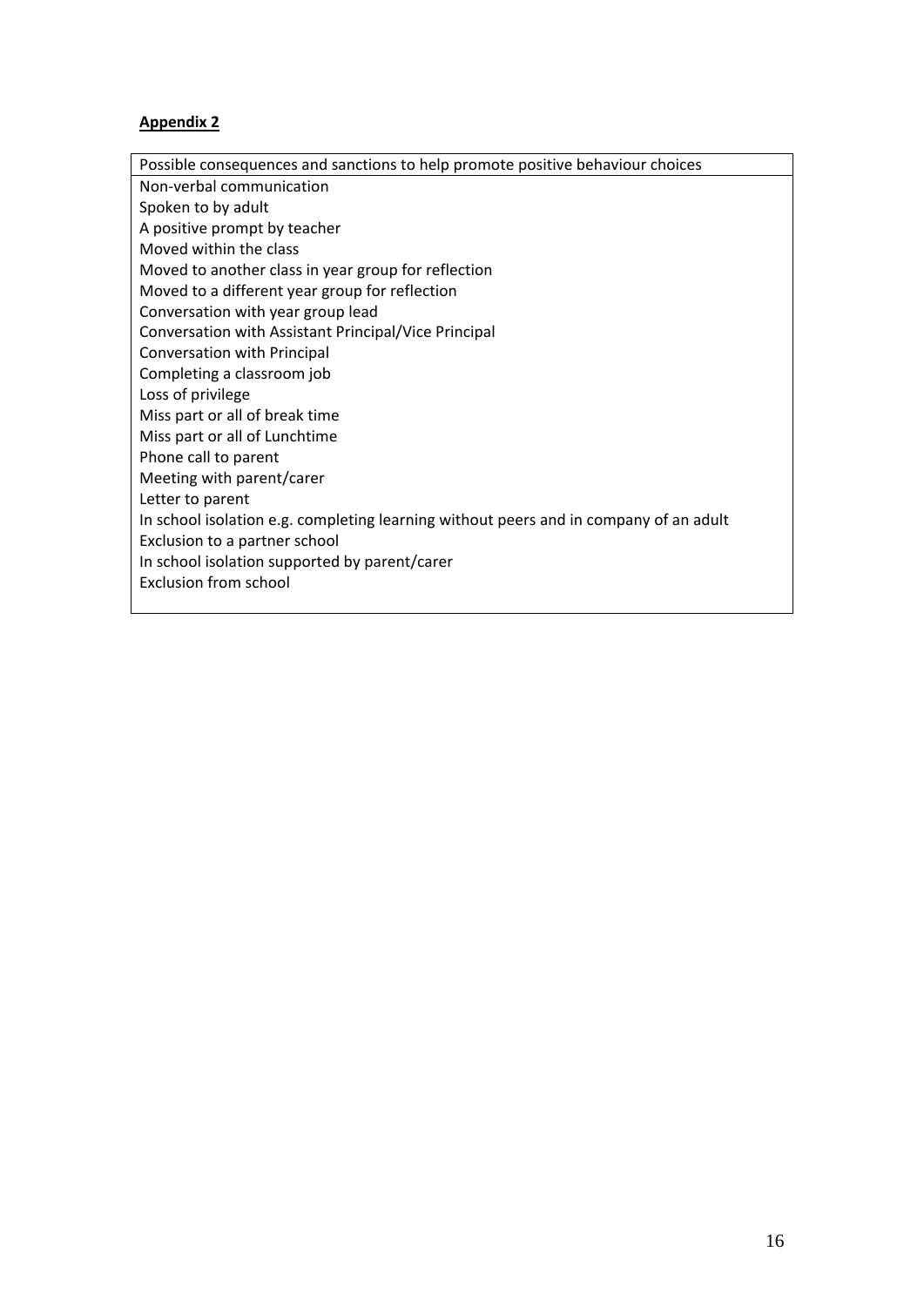**Appendix 2**

| Possible consequences and sanctions to help promote positive behaviour choices |
| --- |
| Non-verbal communication<br>Spoken to by adult<br>A positive prompt by teacher<br>Moved within the class<br>Moved to another class in year group for reflection<br>Moved to a different year group for reflection<br>Conversation with year group lead<br>Conversation with Assistant Principal/Vice Principal<br>Conversation with Principal<br>Completing a classroom job<br>Loss of privilege<br>Miss part or all of break time<br>Miss part or all of Lunchtime<br>Phone call to parent<br>Meeting with parent/carer<br>Letter to parent<br>In school isolation e.g. completing learning without peers and in company of an adult<br>Exclusion to a partner school<br>In school isolation supported by parent/carer<br>Exclusion from school |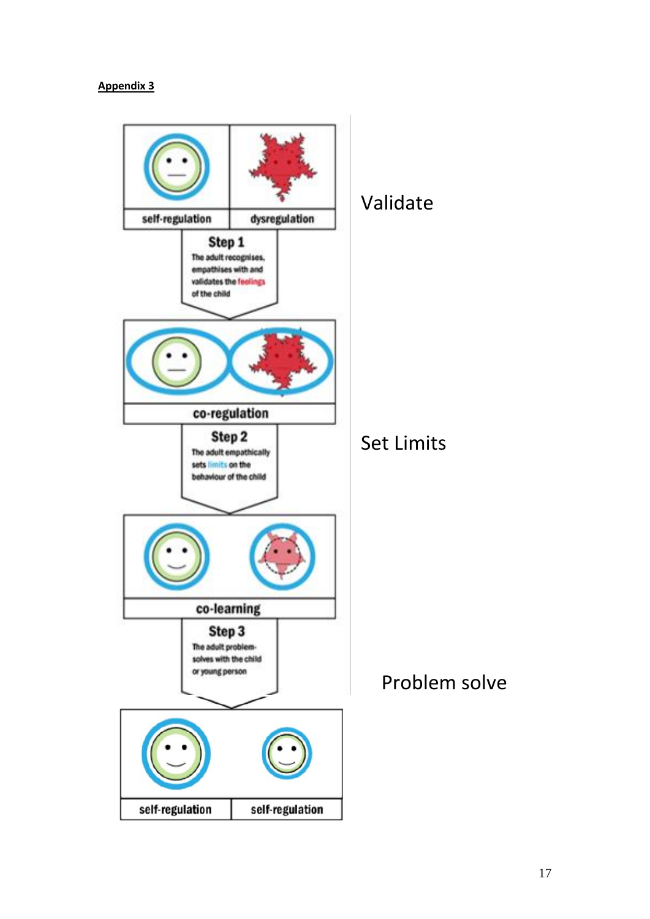**Appendix 3**

self-regulation | dysregulation

**Step 1**
The adult recognises, empathises with and validates the feelings of the child

Validate

co-regulation

**Step 2**
The adult empathically sets limits on the behaviour of the child

Set Limits

co-learning

**Step 3**
The adult problem-solves with the child or young person

Problem solve

self-regulation | self-regulation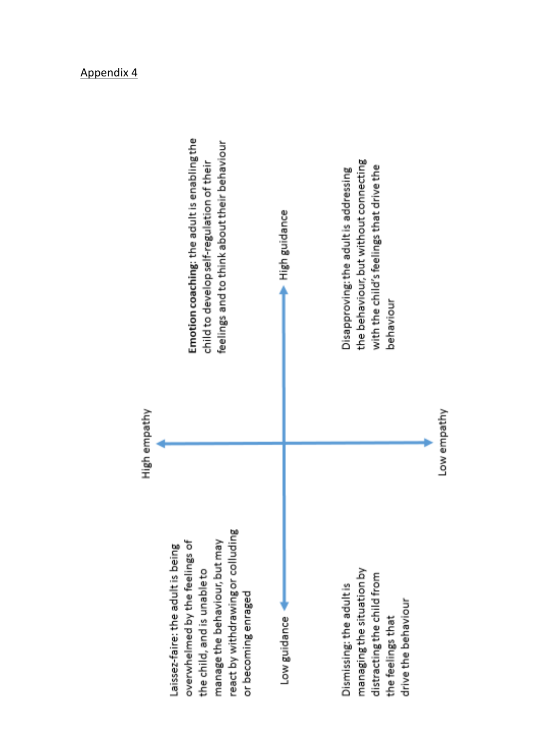Appendix 4

High empathy

Low empathy

High guidance

Low guidance

**Emotion coaching**: the adult is enabling the child to develop self-regulation of their feelings and to think about their behaviour

Disapproving: the adult is addressing the behaviour, but without connecting with the child's feelings that drive the behaviour

Laissez-faire: the adult is being overwhelmed by the feelings of the child, and is unable to manage the behaviour, but may react by withdrawing or colluding or becoming enraged

Dismissing: the adult is managing the situation by distracting the child from the feelings that drive the behaviour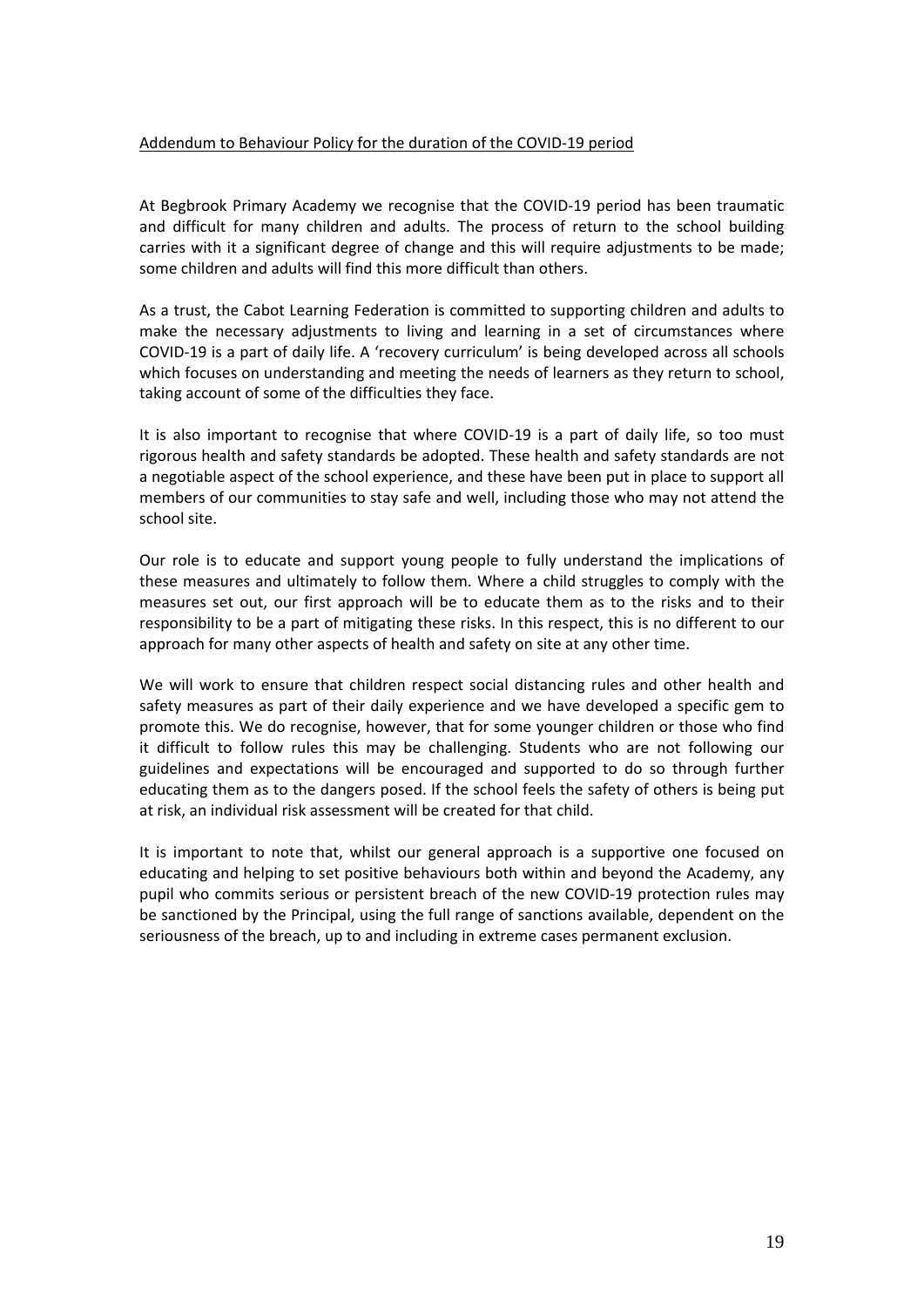## Addendum to Behaviour Policy for the duration of the COVID-19 period

At Begbrook Primary Academy we recognise that the COVID-19 period has been traumatic and difficult for many children and adults. The process of return to the school building carries with it a significant degree of change and this will require adjustments to be made; some children and adults will find this more difficult than others.

As a trust, the Cabot Learning Federation is committed to supporting children and adults to make the necessary adjustments to living and learning in a set of circumstances where COVID-19 is a part of daily life. A 'recovery curriculum' is being developed across all schools which focuses on understanding and meeting the needs of learners as they return to school, taking account of some of the difficulties they face.

It is also important to recognise that where COVID-19 is a part of daily life, so too must rigorous health and safety standards be adopted. These health and safety standards are not a negotiable aspect of the school experience, and these have been put in place to support all members of our communities to stay safe and well, including those who may not attend the school site.

Our role is to educate and support young people to fully understand the implications of these measures and ultimately to follow them. Where a child struggles to comply with the measures set out, our first approach will be to educate them as to the risks and to their responsibility to be a part of mitigating these risks. In this respect, this is no different to our approach for many other aspects of health and safety on site at any other time.

We will work to ensure that children respect social distancing rules and other health and safety measures as part of their daily experience and we have developed a specific gem to promote this. We do recognise, however, that for some younger children or those who find it difficult to follow rules this may be challenging. Students who are not following our guidelines and expectations will be encouraged and supported to do so through further educating them as to the dangers posed. If the school feels the safety of others is being put at risk, an individual risk assessment will be created for that child.

It is important to note that, whilst our general approach is a supportive one focused on educating and helping to set positive behaviours both within and beyond the Academy, any pupil who commits serious or persistent breach of the new COVID-19 protection rules may be sanctioned by the Principal, using the full range of sanctions available, dependent on the seriousness of the breach, up to and including in extreme cases permanent exclusion.